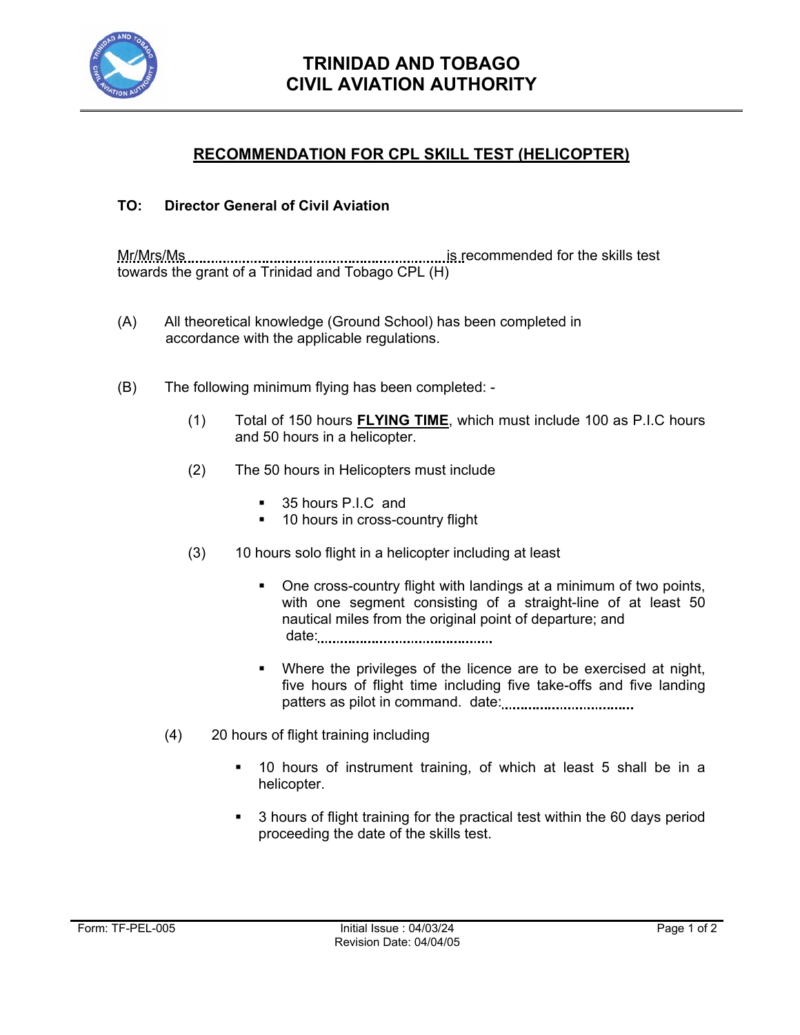# TRINIDAD AND TOBAGO CIVIL AVIATION AUTHORITY

## RECOMMENDATION FOR CPL SKILL TEST (HELICOPTER)

**TO: Director General of Civil Aviation**

Mr/Mrs/Ms .................................................................. is recommended for the skills test towards the grant of a Trinidad and Tobago CPL (H)

(A) All theoretical knowledge (Ground School) has been completed in accordance with the applicable regulations.

(B) The following minimum flying has been completed: -

(1) Total of 150 hours **FLYING TIME**, which must include 100 as P.I.C hours and 50 hours in a helicopter.

(2) The 50 hours in Helicopters must include

- 35 hours P.I.C and
- 10 hours in cross-country flight

(3) 10 hours solo flight in a helicopter including at least

- One cross-country flight with landings at a minimum of two points, with one segment consisting of a straight-line of at least 50 nautical miles from the original point of departure; and date:............................................
- Where the privileges of the licence are to be exercised at night, five hours of flight time including five take-offs and five landing patters as pilot in command. date:................................

(4) 20 hours of flight training including

- 10 hours of instrument training, of which at least 5 shall be in a helicopter.
- 3 hours of flight training for the practical test within the 60 days period proceeding the date of the skills test.

Form: TF-PEL-005 | Initial Issue : 04/03/24 | Revision Date: 04/04/05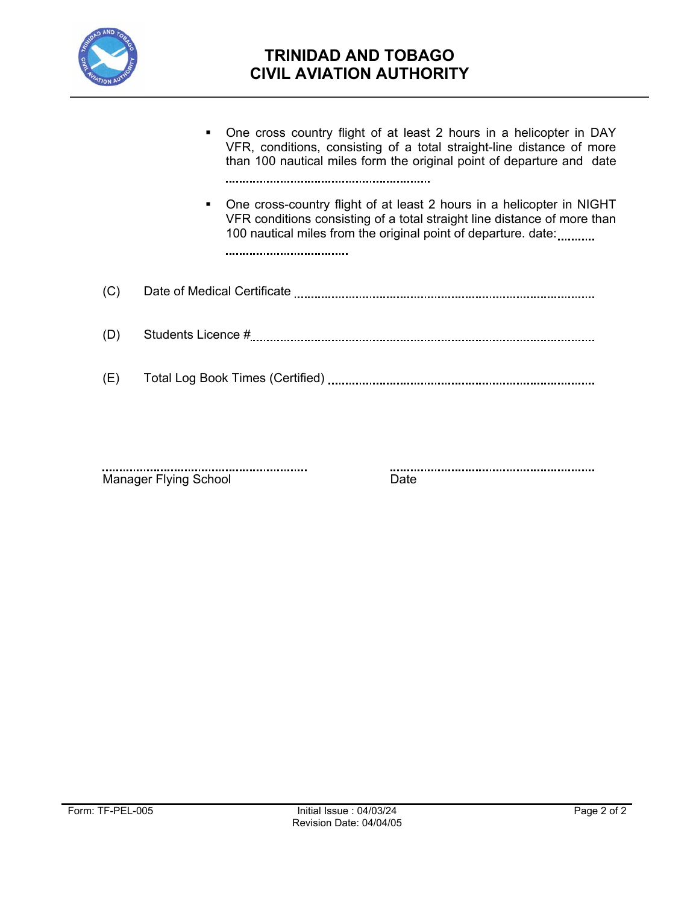- One cross country flight of at least 2 hours in a helicopter in DAY VFR, conditions, consisting of a total straight-line distance of more than 100 nautical miles form the original point of departure and date ……………………………………………………

- One cross-country flight of at least 2 hours in a helicopter in NIGHT VFR conditions consisting of a total straight line distance of more than 100 nautical miles from the original point of departure. date: ………………………………………

(C) Date of Medical Certificate ……………………………………………………………………………

(D) Students Licence # ………………………………………………………………………………………

(E) Total Log Book Times (Certified) …………………………………………………………………

……………………………………………………… ………………………………………………………

Manager Flying School Date